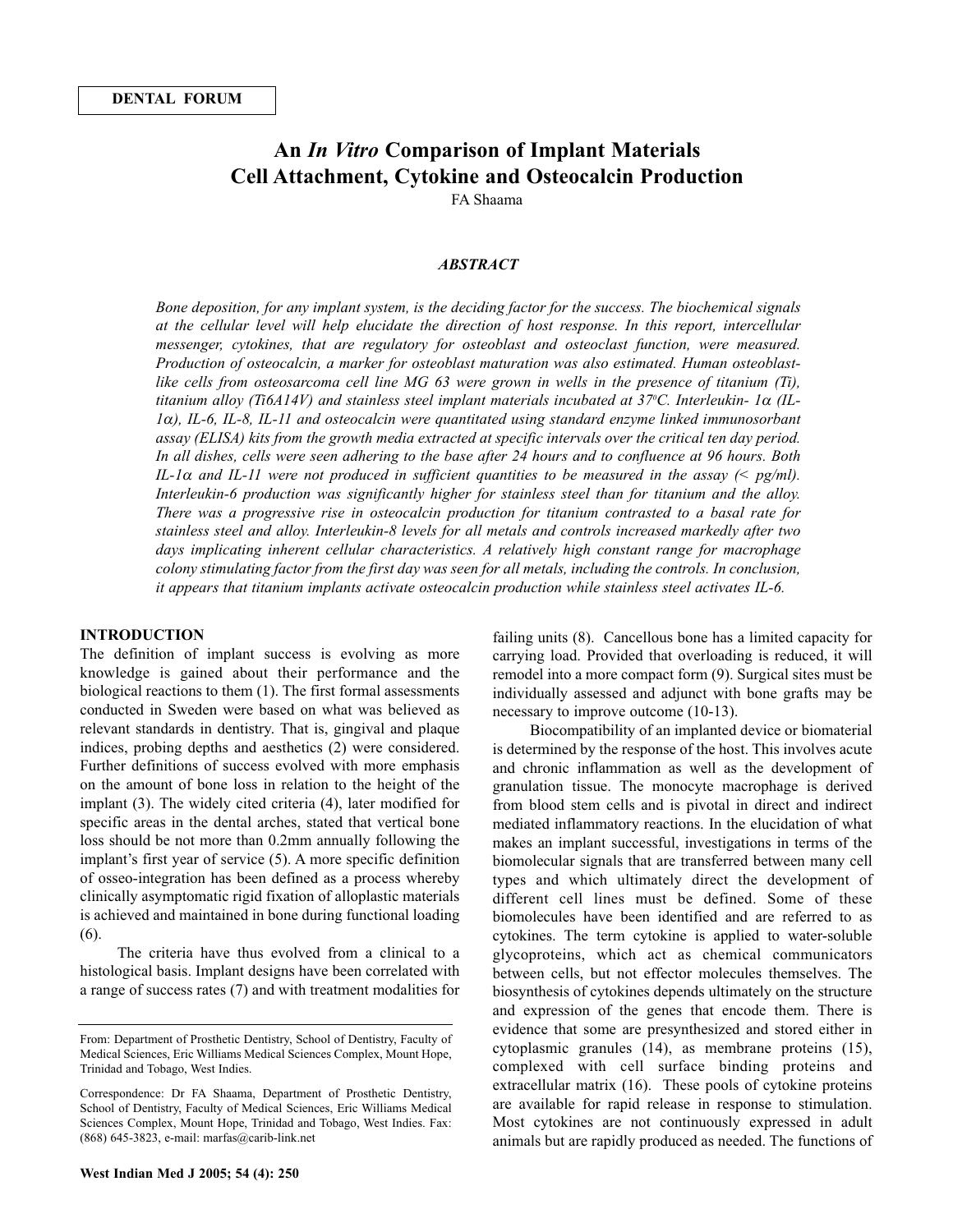DENTAL FORUM

# An *In Vitro* Comparison of Implant Materials Cell Attachment, Cytokine and Osteocalcin Production

FA Shaama

### *ABSTRACT*

*Bone deposition, for any implant system, is the deciding factor for the success. The biochemical signals at the cellular level will help elucidate the direction of host response. In this report, intercellular messenger, cytokines, that are regulatory for osteoblast and osteoclast function, were measured. Production of osteocalcin, a marker for osteoblast maturation was also estimated. Human osteoblast-like cells from osteosarcoma cell line MG 63 were grown in wells in the presence of titanium (Ti), titanium alloy (Ti6A14V) and stainless steel implant materials incubated at 37°C. Interleukin- 1α (IL-1α), IL-6, IL-8, IL-11 and osteocalcin were quantitated using standard enzyme linked immunosorbant assay (ELISA) kits from the growth media extracted at specific intervals over the critical ten day period. In all dishes, cells were seen adhering to the base after 24 hours and to confluence at 96 hours. Both IL-1α and IL-11 were not produced in sufficient quantities to be measured in the assay (< pg/ml). Interleukin-6 production was significantly higher for stainless steel than for titanium and the alloy. There was a progressive rise in osteocalcin production for titanium contrasted to a basal rate for stainless steel and alloy. Interleukin-8 levels for all metals and controls increased markedly after two days implicating inherent cellular characteristics. A relatively high constant range for macrophage colony stimulating factor from the first day was seen for all metals, including the controls. In conclusion, it appears that titanium implants activate osteocalcin production while stainless steel activates IL-6.*

## INTRODUCTION

The definition of implant success is evolving as more knowledge is gained about their performance and the biological reactions to them (1). The first formal assessments conducted in Sweden were based on what was believed as relevant standards in dentistry. That is, gingival and plaque indices, probing depths and aesthetics (2) were considered. Further definitions of success evolved with more emphasis on the amount of bone loss in relation to the height of the implant (3). The widely cited criteria (4), later modified for specific areas in the dental arches, stated that vertical bone loss should be not more than 0.2mm annually following the implant's first year of service (5). A more specific definition of osseo-integration has been defined as a process whereby clinically asymptomatic rigid fixation of alloplastic materials is achieved and maintained in bone during functional loading (6).

The criteria have thus evolved from a clinical to a histological basis. Implant designs have been correlated with a range of success rates (7) and with treatment modalities for failing units (8). Cancellous bone has a limited capacity for carrying load. Provided that overloading is reduced, it will remodel into a more compact form (9). Surgical sites must be individually assessed and adjunct with bone grafts may be necessary to improve outcome (10-13).

Biocompatibility of an implanted device or biomaterial is determined by the response of the host. This involves acute and chronic inflammation as well as the development of granulation tissue. The monocyte macrophage is derived from blood stem cells and is pivotal in direct and indirect mediated inflammatory reactions. In the elucidation of what makes an implant successful, investigations in terms of the biomolecular signals that are transferred between many cell types and which ultimately direct the development of different cell lines must be defined. Some of these biomolecules have been identified and are referred to as cytokines. The term cytokine is applied to water-soluble glycoproteins, which act as chemical communicators between cells, but not effector molecules themselves. The biosynthesis of cytokines depends ultimately on the structure and expression of the genes that encode them. There is evidence that some are presynthesized and stored either in cytoplasmic granules (14), as membrane proteins (15), complexed with cell surface binding proteins and extracellular matrix (16). These pools of cytokine proteins are available for rapid release in response to stimulation. Most cytokines are not continuously expressed in adult animals but are rapidly produced as needed. The functions of

From: Department of Prosthetic Dentistry, School of Dentistry, Faculty of Medical Sciences, Eric Williams Medical Sciences Complex, Mount Hope, Trinidad and Tobago, West Indies.

Correspondence: Dr FA Shaama, Department of Prosthetic Dentistry, School of Dentistry, Faculty of Medical Sciences, Eric Williams Medical Sciences Complex, Mount Hope, Trinidad and Tobago, West Indies. Fax: (868) 645-3823, e-mail: marfas@carib-link.net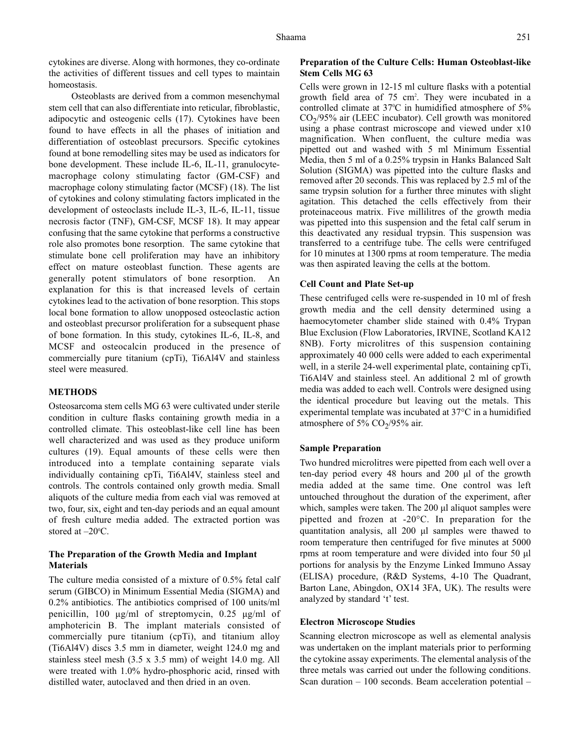cytokines are diverse. Along with hormones, they co-ordinate the activities of different tissues and cell types to maintain homeostasis.

Osteoblasts are derived from a common mesenchymal stem cell that can also differentiate into reticular, fibroblastic, adipocytic and osteogenic cells (17). Cytokines have been found to have effects in all the phases of initiation and differentiation of osteoblast precursors. Specific cytokines found at bone remodelling sites may be used as indicators for bone development. These include IL-6, IL-11, granulocyte-macrophage colony stimulating factor (GM-CSF) and macrophage colony stimulating factor (MCSF) (18). The list of cytokines and colony stimulating factors implicated in the development of osteoclasts include IL-3, IL-6, IL-11, tissue necrosis factor (TNF), GM-CSF, MCSF 18). It may appear confusing that the same cytokine that performs a constructive role also promotes bone resorption. The same cytokine that stimulate bone cell proliferation may have an inhibitory effect on mature osteoblast function. These agents are generally potent stimulators of bone resorption. An explanation for this is that increased levels of certain cytokines lead to the activation of bone resorption. This stops local bone formation to allow unopposed osteoclastic action and osteoblast precursor proliferation for a subsequent phase of bone formation. In this study, cytokines IL-6, IL-8, and MCSF and osteocalcin produced in the presence of commercially pure titanium (cpTi), Ti6Al4V and stainless steel were measured.

## METHODS

Osteosarcoma stem cells MG 63 were cultivated under sterile condition in culture flasks containing growth media in a controlled climate. This osteoblast-like cell line has been well characterized and was used as they produce uniform cultures (19). Equal amounts of these cells were then introduced into a template containing separate vials individually containing cpTi, Ti6Al4V, stainless steel and controls. The controls contained only growth media. Small aliquots of the culture media from each vial was removed at two, four, six, eight and ten-day periods and an equal amount of fresh culture media added. The extracted portion was stored at $-20^{0}$C.

### The Preparation of the Growth Media and Implant Materials

The culture media consisted of a mixture of 0.5% fetal calf serum (GIBCO) in Minimum Essential Media (SIGMA) and 0.2% antibiotics. The antibiotics comprised of 100 units/ml penicillin, 100 µg/ml of streptomycin, 0.25 µg/ml of amphotericin B. The implant materials consisted of commercially pure titanium (cpTi), and titanium alloy (Ti6Al4V) discs 3.5 mm in diameter, weight 124.0 mg and stainless steel mesh (3.5 x 3.5 mm) of weight 14.0 mg. All were treated with 1.0% hydro-phosphoric acid, rinsed with distilled water, autoclaved and then dried in an oven.

### Preparation of the Culture Cells: Human Osteoblast-like Stem Cells MG 63

Cells were grown in 12-15 ml culture flasks with a potential growth field area of 75 cm$^2$. They were incubated in a controlled climate at $37^{0}$C in humidified atmosphere of 5% $CO_2$/95% air (LEEC incubator). Cell growth was monitored using a phase contrast microscope and viewed under x10 magnification. When confluent, the culture media was pipetted out and washed with 5 ml Minimum Essential Media, then 5 ml of a 0.25% trypsin in Hanks Balanced Salt Solution (SIGMA) was pipetted into the culture flasks and removed after 20 seconds. This was replaced by 2.5 ml of the same trypsin solution for a further three minutes with slight agitation. This detached the cells effectively from their proteinaceous matrix. Five millilitres of the growth media was pipetted into this suspension and the fetal calf serum in this deactivated any residual trypsin. This suspension was transferred to a centrifuge tube. The cells were centrifuged for 10 minutes at 1300 rpms at room temperature. The media was then aspirated leaving the cells at the bottom.

### Cell Count and Plate Set-up

These centrifuged cells were re-suspended in 10 ml of fresh growth media and the cell density determined using a haemocytometer chamber slide stained with 0.4% Trypan Blue Exclusion (Flow Laboratories, IRVINE, Scotland KA12 8NB). Forty microlitres of this suspension containing approximately 40 000 cells were added to each experimental well, in a sterile 24-well experimental plate, containing cpTi, Ti6Al4V and stainless steel. An additional 2 ml of growth media was added to each well. Controls were designed using the identical procedure but leaving out the metals. This experimental template was incubated at 37°C in a humidified atmosphere of 5% $CO_2$/95% air.

### Sample Preparation

Two hundred microlitres were pipetted from each well over a ten-day period every 48 hours and 200 µl of the growth media added at the same time. One control was left untouched throughout the duration of the experiment, after which, samples were taken. The 200 µl aliquot samples were pipetted and frozen at -20°C. In preparation for the quantitation analysis, all 200 µl samples were thawed to room temperature then centrifuged for five minutes at 5000 rpms at room temperature and were divided into four 50 µl portions for analysis by the Enzyme Linked Immuno Assay (ELISA) procedure, (R&D Systems, 4-10 The Quadrant, Barton Lane, Abingdon, OX14 3FA, UK). The results were analyzed by standard 't' test.

### Electron Microscope Studies

Scanning electron microscope as well as elemental analysis was undertaken on the implant materials prior to performing the cytokine assay experiments. The elemental analysis of the three metals was carried out under the following conditions. Scan duration – 100 seconds. Beam acceleration potential –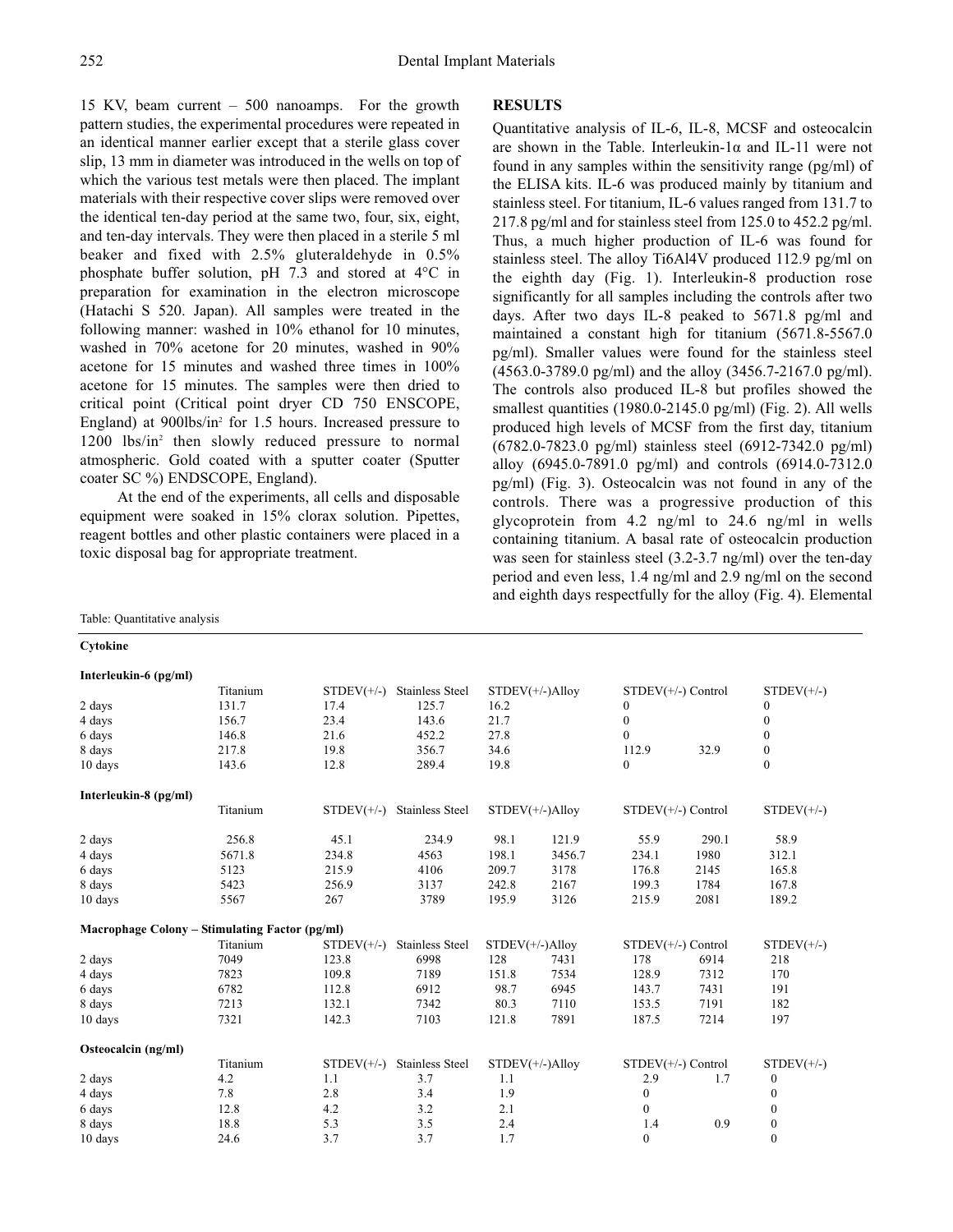15 KV, beam current – 500 nanoamps. For the growth pattern studies, the experimental procedures were repeated in an identical manner earlier except that a sterile glass cover slip, 13 mm in diameter was introduced in the wells on top of which the various test metals were then placed. The implant materials with their respective cover slips were removed over the identical ten-day period at the same two, four, six, eight, and ten-day intervals. They were then placed in a sterile 5 ml beaker and fixed with 2.5% gluteraldehyde in 0.5% phosphate buffer solution, pH 7.3 and stored at 4°C in preparation for examination in the electron microscope (Hatachi S 520. Japan). All samples were treated in the following manner: washed in 10% ethanol for 10 minutes, washed in 70% acetone for 20 minutes, washed in 90% acetone for 15 minutes and washed three times in 100% acetone for 15 minutes. The samples were then dried to critical point (Critical point dryer CD 750 ENSCOPE, England) at 900lbs/in$^2$ for 1.5 hours. Increased pressure to 1200 lbs/in$^2$ then slowly reduced pressure to normal atmospheric. Gold coated with a sputter coater (Sputter coater SC %) ENDSCOPE, England).

At the end of the experiments, all cells and disposable equipment were soaked in 15% clorax solution. Pipettes, reagent bottles and other plastic containers were placed in a toxic disposal bag for appropriate treatment.

## RESULTS

Quantitative analysis of IL-6, IL-8, MCSF and osteocalcin are shown in the Table. Interleukin-1α and IL-11 were not found in any samples within the sensitivity range (pg/ml) of the ELISA kits. IL-6 was produced mainly by titanium and stainless steel. For titanium, IL-6 values ranged from 131.7 to 217.8 pg/ml and for stainless steel from 125.0 to 452.2 pg/ml. Thus, a much higher production of IL-6 was found for stainless steel. The alloy Ti6Al4V produced 112.9 pg/ml on the eighth day (Fig. 1). Interleukin-8 production rose significantly for all samples including the controls after two days. After two days IL-8 peaked to 5671.8 pg/ml and maintained a constant high for titanium (5671.8-5567.0 pg/ml). Smaller values were found for the stainless steel (4563.0-3789.0 pg/ml) and the alloy (3456.7-2167.0 pg/ml). The controls also produced IL-8 but profiles showed the smallest quantities (1980.0-2145.0 pg/ml) (Fig. 2). All wells produced high levels of MCSF from the first day, titanium (6782.0-7823.0 pg/ml) stainless steel (6912-7342.0 pg/ml) alloy (6945.0-7891.0 pg/ml) and controls (6914.0-7312.0 pg/ml) (Fig. 3). Osteocalcin was not found in any of the controls. There was a progressive production of this glycoprotein from 4.2 ng/ml to 24.6 ng/ml in wells containing titanium. A basal rate of osteocalcin production was seen for stainless steel (3.2-3.7 ng/ml) over the ten-day period and even less, 1.4 ng/ml and 2.9 ng/ml on the second and eighth days respectfully for the alloy (Fig. 4). Elemental

Table: Quantitative analysis

| Cytokine | | | | | | | | |
|---|---|---|---|---|---|---|---|---|
| **Interleukin-6 (pg/ml)** | | | | | | | | |
| | Titanium | STDEV(+/-) | Stainless Steel | STDEV(+/-) | Alloy | STDEV(+/-) | Control | STDEV(+/-) |
| 2 days | 131.7 | 17.4 | 125.7 | 16.2 | | 0 | | 0 |
| 4 days | 156.7 | 23.4 | 143.6 | 21.7 | | 0 | | 0 |
| 6 days | 146.8 | 21.6 | 452.2 | 27.8 | | 0 | | 0 |
| 8 days | 217.8 | 19.8 | 356.7 | 34.6 | | 112.9 | 32.9 | 0 |
| 10 days | 143.6 | 12.8 | 289.4 | 19.8 | | 0 | | 0 |
| **Interleukin-8 (pg/ml)** | | | | | | | | |
| | Titanium | STDEV(+/-) | Stainless Steel | STDEV(+/-) | Alloy | STDEV(+/-) | Control | STDEV(+/-) |
| 2 days | 256.8 | 45.1 | 234.9 | 98.1 | 121.9 | 55.9 | 290.1 | 58.9 |
| 4 days | 5671.8 | 234.8 | 4563 | 198.1 | 3456.7 | 234.1 | 1980 | 312.1 |
| 6 days | 5123 | 215.9 | 4106 | 209.7 | 3178 | 176.8 | 2145 | 165.8 |
| 8 days | 5423 | 256.9 | 3137 | 242.8 | 2167 | 199.3 | 1784 | 167.8 |
| 10 days | 5567 | 267 | 3789 | 195.9 | 3126 | 215.9 | 2081 | 189.2 |
| **Macrophage Colony – Stimulating Factor (pg/ml)** | | | | | | | | |
| | Titanium | STDEV(+/-) | Stainless Steel | STDEV(+/-) | Alloy | STDEV(+/-) | Control | STDEV(+/-) |
| 2 days | 7049 | 123.8 | 6998 | 128 | 7431 | 178 | 6914 | 218 |
| 4 days | 7823 | 109.8 | 7189 | 151.8 | 7534 | 128.9 | 7312 | 170 |
| 6 days | 6782 | 112.8 | 6912 | 98.7 | 6945 | 143.7 | 7431 | 191 |
| 8 days | 7213 | 132.1 | 7342 | 80.3 | 7110 | 153.5 | 7191 | 182 |
| 10 days | 7321 | 142.3 | 7103 | 121.8 | 7891 | 187.5 | 7214 | 197 |
| **Osteocalcin (ng/ml)** | | | | | | | | |
| | Titanium | STDEV(+/-) | Stainless Steel | STDEV(+/-) | Alloy | STDEV(+/-) | Control | STDEV(+/-) |
| 2 days | 4.2 | 1.1 | 3.7 | 1.1 | | 2.9 | 1.7 | 0 |
| 4 days | 7.8 | 2.8 | 3.4 | 1.9 | | 0 | | 0 |
| 6 days | 12.8 | 4.2 | 3.2 | 2.1 | | 0 | | 0 |
| 8 days | 18.8 | 5.3 | 3.5 | 2.4 | | 1.4 | 0.9 | 0 |
| 10 days | 24.6 | 3.7 | 3.7 | 1.7 | | 0 | | 0 |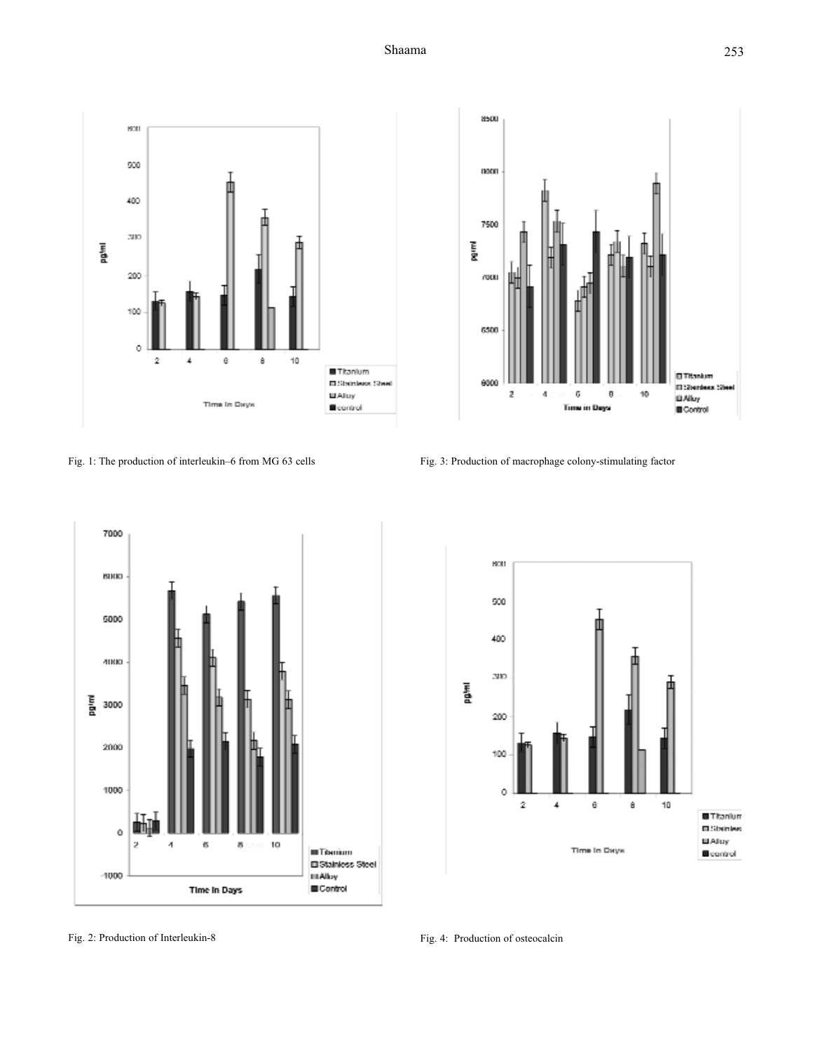Fig. 1: The production of interleukin–6 from MG 63 cells

Fig. 3: Production of macrophage colony-stimulating factor

Fig. 2: Production of Interleukin-8

Fig. 4: Production of osteocalcin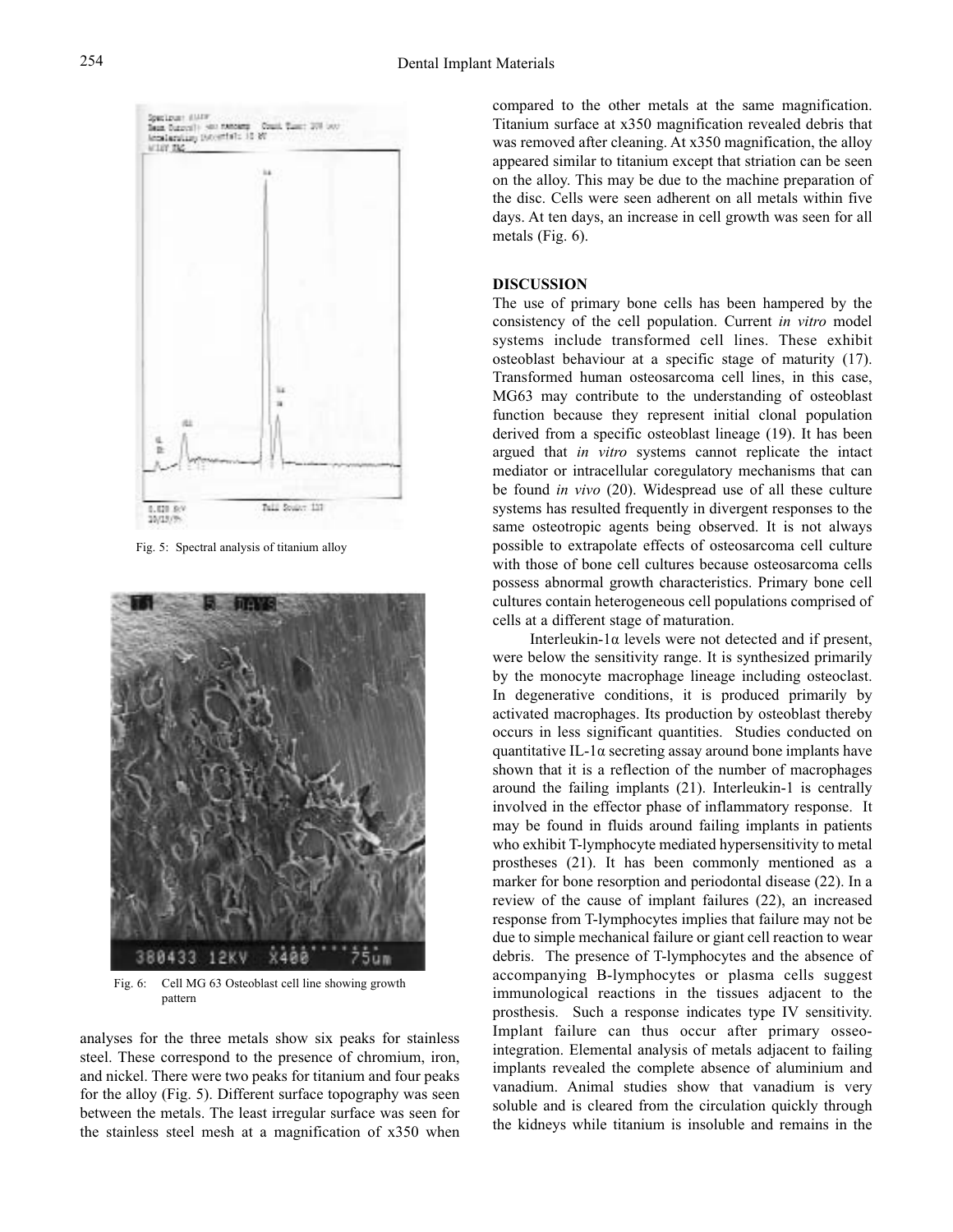Fig. 5: Spectral analysis of titanium alloy

Fig. 6: Cell MG 63 Osteoblast cell line showing growth pattern

analyses for the three metals show six peaks for stainless steel. These correspond to the presence of chromium, iron, and nickel. There were two peaks for titanium and four peaks for the alloy (Fig. 5). Different surface topography was seen between the metals. The least irregular surface was seen for the stainless steel mesh at a magnification of x350 when compared to the other metals at the same magnification. Titanium surface at x350 magnification revealed debris that was removed after cleaning. At x350 magnification, the alloy appeared similar to titanium except that striation can be seen on the alloy. This may be due to the machine preparation of the disc. Cells were seen adherent on all metals within five days. At ten days, an increase in cell growth was seen for all metals (Fig. 6).

## DISCUSSION

The use of primary bone cells has been hampered by the consistency of the cell population. Current *in vitro* model systems include transformed cell lines. These exhibit osteoblast behaviour at a specific stage of maturity (17). Transformed human osteosarcoma cell lines, in this case, MG63 may contribute to the understanding of osteoblast function because they represent initial clonal population derived from a specific osteoblast lineage (19). It has been argued that *in vitro* systems cannot replicate the intact mediator or intracellular coregulatory mechanisms that can be found *in vivo* (20). Widespread use of all these culture systems has resulted frequently in divergent responses to the same osteotropic agents being observed. It is not always possible to extrapolate effects of osteosarcoma cell culture with those of bone cell cultures because osteosarcoma cells possess abnormal growth characteristics. Primary bone cell cultures contain heterogeneous cell populations comprised of cells at a different stage of maturation.

Interleukin-1α levels were not detected and if present, were below the sensitivity range. It is synthesized primarily by the monocyte macrophage lineage including osteoclast. In degenerative conditions, it is produced primarily by activated macrophages. Its production by osteoblast thereby occurs in less significant quantities. Studies conducted on quantitative IL-1α secreting assay around bone implants have shown that it is a reflection of the number of macrophages around the failing implants (21). Interleukin-1 is centrally involved in the effector phase of inflammatory response. It may be found in fluids around failing implants in patients who exhibit T-lymphocyte mediated hypersensitivity to metal prostheses (21). It has been commonly mentioned as a marker for bone resorption and periodontal disease (22). In a review of the cause of implant failures (22), an increased response from T-lymphocytes implies that failure may not be due to simple mechanical failure or giant cell reaction to wear debris. The presence of T-lymphocytes and the absence of accompanying B-lymphocytes or plasma cells suggest immunological reactions in the tissues adjacent to the prosthesis. Such a response indicates type IV sensitivity. Implant failure can thus occur after primary osseo-integration. Elemental analysis of metals adjacent to failing implants revealed the complete absence of aluminium and vanadium. Animal studies show that vanadium is very soluble and is cleared from the circulation quickly through the kidneys while titanium is insoluble and remains in the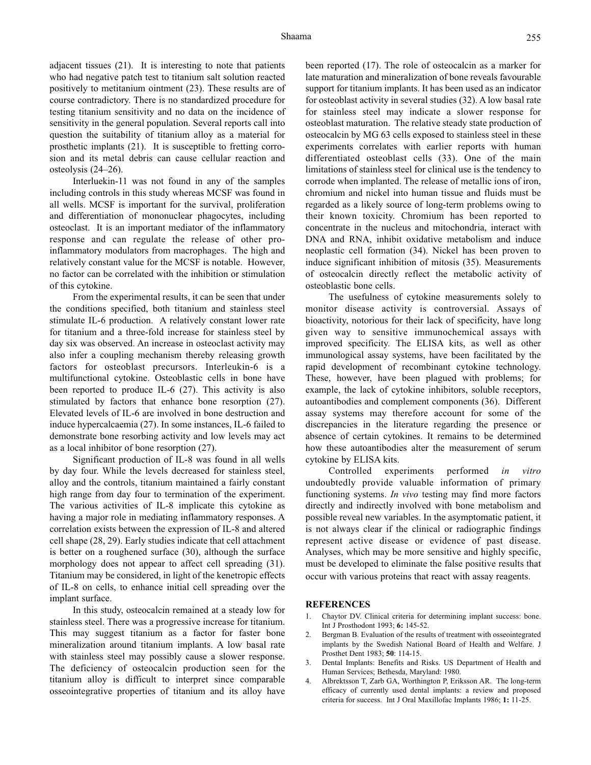adjacent tissues (21). It is interesting to note that patients who had negative patch test to titanium salt solution reacted positively to metitanium ointment (23). These results are of course contradictory. There is no standardized procedure for testing titanium sensitivity and no data on the incidence of sensitivity in the general population. Several reports call into question the suitability of titanium alloy as a material for prosthetic implants (21). It is susceptible to fretting corrosion and its metal debris can cause cellular reaction and osteolysis (24–26).

Interluekin-11 was not found in any of the samples including controls in this study whereas MCSF was found in all wells. MCSF is important for the survival, proliferation and differentiation of mononuclear phagocytes, including osteoclast. It is an important mediator of the inflammatory response and can regulate the release of other pro-inflammatory modulators from macrophages. The high and relatively constant value for the MCSF is notable. However, no factor can be correlated with the inhibition or stimulation of this cytokine.

From the experimental results, it can be seen that under the conditions specified, both titanium and stainless steel stimulate IL-6 production. A relatively constant lower rate for titanium and a three-fold increase for stainless steel by day six was observed. An increase in osteoclast activity may also infer a coupling mechanism thereby releasing growth factors for osteoblast precursors. Interleukin-6 is a multifunctional cytokine. Osteoblastic cells in bone have been reported to produce IL-6 (27). This activity is also stimulated by factors that enhance bone resorption (27). Elevated levels of IL-6 are involved in bone destruction and induce hypercalcaemia (27). In some instances, IL-6 failed to demonstrate bone resorbing activity and low levels may act as a local inhibitor of bone resorption (27).

Significant production of IL-8 was found in all wells by day four. While the levels decreased for stainless steel, alloy and the controls, titanium maintained a fairly constant high range from day four to termination of the experiment. The various activities of IL-8 implicate this cytokine as having a major role in mediating inflammatory responses. A correlation exists between the expression of IL-8 and altered cell shape (28, 29). Early studies indicate that cell attachment is better on a roughened surface (30), although the surface morphology does not appear to affect cell spreading (31). Titanium may be considered, in light of the kenetropic effects of IL-8 on cells, to enhance initial cell spreading over the implant surface.

In this study, osteocalcin remained at a steady low for stainless steel. There was a progressive increase for titanium. This may suggest titanium as a factor for faster bone mineralization around titanium implants. A low basal rate with stainless steel may possibly cause a slower response. The deficiency of osteocalcin production seen for the titanium alloy is difficult to interpret since comparable osseointegrative properties of titanium and its alloy have been reported (17). The role of osteocalcin as a marker for late maturation and mineralization of bone reveals favourable support for titanium implants. It has been used as an indicator for osteoblast activity in several studies (32). A low basal rate for stainless steel may indicate a slower response for osteoblast maturation. The relative steady state production of osteocalcin by MG 63 cells exposed to stainless steel in these experiments correlates with earlier reports with human differentiated osteoblast cells (33). One of the main limitations of stainless steel for clinical use is the tendency to corrode when implanted. The release of metallic ions of iron, chromium and nickel into human tissue and fluids must be regarded as a likely source of long-term problems owing to their known toxicity. Chromium has been reported to concentrate in the nucleus and mitochondria, interact with DNA and RNA, inhibit oxidative metabolism and induce neoplastic cell formation (34). Nickel has been proven to induce significant inhibition of mitosis (35). Measurements of osteocalcin directly reflect the metabolic activity of osteoblastic bone cells.

The usefulness of cytokine measurements solely to monitor disease activity is controversial. Assays of bioactivity, notorious for their lack of specificity, have long given way to sensitive immunochemical assays with improved specificity. The ELISA kits, as well as other immunological assay systems, have been facilitated by the rapid development of recombinant cytokine technology. These, however, have been plagued with problems; for example, the lack of cytokine inhibitors, soluble receptors, autoantibodies and complement components (36). Different assay systems may therefore account for some of the discrepancies in the literature regarding the presence or absence of certain cytokines. It remains to be determined how these autoantibodies alter the measurement of serum cytokine by ELISA kits.

Controlled experiments performed *in vitro* undoubtedly provide valuable information of primary functioning systems. *In vivo* testing may find more factors directly and indirectly involved with bone metabolism and possible reveal new variables. In the asymptomatic patient, it is not always clear if the clinical or radiographic findings represent active disease or evidence of past disease. Analyses, which may be more sensitive and highly specific, must be developed to eliminate the false positive results that occur with various proteins that react with assay reagents.

## REFERENCES

1. Chaytor DV. Clinical criteria for determining implant success: bone. Int J Prosthodont 1993; **6:** 145-52.
2. Bergman B. Evaluation of the results of treatment with osseointegrated implants by the Swedish National Board of Health and Welfare. J Prosthet Dent 1983; **50**: 114-15.
3. Dental Implants: Benefits and Risks. US Department of Health and Human Services; Bethesda, Maryland: 1980.
4. Albrektsson T, Zarb GA, Worthington P, Eriksson AR. The long-term efficacy of currently used dental implants: a review and proposed criteria for success. Int J Oral Maxillofac Implants 1986; **1:** 11-25.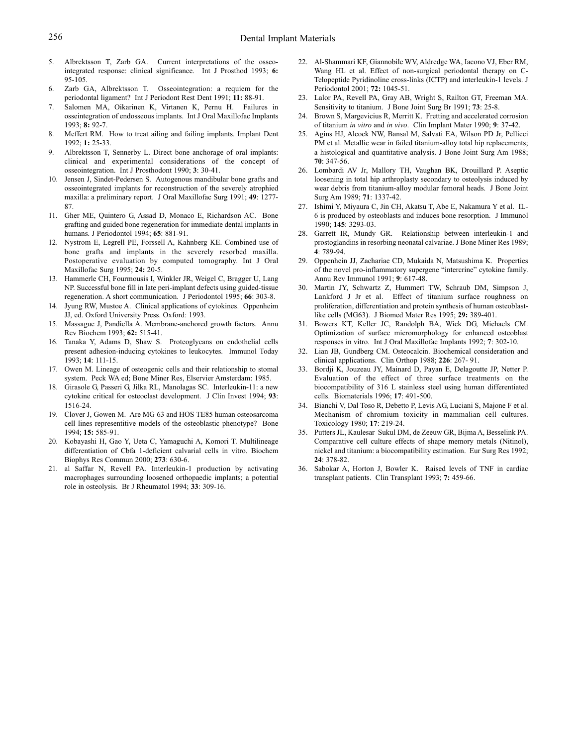5. Albrektsson T, Zarb GA. Current interpretations of the osseo-integrated response: clinical significance. Int J Prosthod 1993; **6:** 95-105.
6. Zarb GA, Albrektsson T. Osseointegration: a requiem for the periodontal ligament? Int J Periodont Rest Dent 1991; **11:** 88-91.
7. Salomen MA, Oikarinen K, Virtanen K, Pernu H. Failures in osseintegration of endosseous implants. Int J Oral Maxillofac Implants 1993; **8:** 92-7.
8. Meffert RM. How to treat ailing and failing implants. Implant Dent 1992; **1:** 25-33.
9. Albrektsson T, Sennerby L. Direct bone anchorage of oral implants: clinical and experimental considerations of the concept of osseointegration. Int J Prosthodont 1990; **3**: 30-41.
10. Jensen J, Sindet-Pedersen S. Autogenous mandibular bone grafts and osseointegrated implants for reconstruction of the severely atrophied maxilla: a preliminary report. J Oral Maxillofac Surg 1991; **49**: 1277-87.
11. Gher ME, Quintero G, Assad D, Monaco E, Richardson AC. Bone grafting and guided bone regeneration for immediate dental implants in humans. J Periodontol 1994; **65**: 881-91.
12. Nystrom E, Legrell PE, Forssell A, Kahnberg KE. Combined use of bone grafts and implants in the severely resorbed maxilla. Postoperative evaluation by computed tomography. Int J Oral Maxillofac Surg 1995; **24:** 20-5.
13. Hammerle CH, Fourmousis I, Winkler JR, Weigel C, Bragger U, Lang NP. Successful bone fill in late peri-implant defects using guided-tissue regeneration. A short communication. J Periodontol 1995; **66**: 303-8.
14. Jyung RW, Mustoe A. Clinical applications of cytokines. Oppenheim JJ, ed. Oxford University Press. Oxford: 1993.
15. Massague J, Pandiella A. Membrane-anchored growth factors. Annu Rev Biochem 1993; **62:** 515-41.
16. Tanaka Y, Adams D, Shaw S. Proteoglycans on endothelial cells present adhesion-inducing cytokines to leukocytes. Immunol Today 1993; **14**: 111-15.
17. Owen M. Lineage of osteogenic cells and their relationship to stomal system. Peck WA ed; Bone Miner Res, Elservier Amsterdam: 1985.
18. Girasole G, Passeri G, Jilka RL, Manolagas SC. Interleukin-11: a new cytokine critical for osteoclast development. J Clin Invest 1994; **93**: 1516-24.
19. Clover J, Gowen M. Are MG 63 and HOS TE85 human osteosarcoma cell lines representitive models of the osteoblastic phenotype? Bone 1994; **15:** 585-91.
20. Kobayashi H, Gao Y, Ueta C, Yamaguchi A, Komori T. Multilineage differentiation of Cbfa 1-deficient calvarial cells in vitro. Biochem Biophys Res Commun 2000; **273**: 630-6.
21. al Saffar N, Revell PA. Interleukin-1 production by activating macrophages surrounding loosened orthopaedic implants; a potential role in osteolysis. Br J Rheumatol 1994; **33**: 309-16.
22. Al-Shammari KF, Giannobile WV, Aldredge WA, Iacono VJ, Eber RM, Wang HL et al. Effect of non-surgical periodontal therapy on C-Telopeptide Pyridinoline cross-links (ICTP) and interleukin-1 levels. J Periodontol 2001; **72:** 1045-51.
23. Lalor PA, Revell PA, Gray AB, Wright S, Railton GT, Freeman MA. Sensitivity to titanium. J Bone Joint Surg Br 1991; **73**: 25-8.
24. Brown S, Margevicius R, Merritt K. Fretting and accelerated corrosion of titanium *in vitro* and *in vivo*. Clin Implant Mater 1990; **9**: 37-42.
25. Agins HJ, Alcock NW, Bansal M, Salvati EA, Wilson PD Jr, Pellicci PM et al. Metallic wear in failed titanium-alloy total hip replacements; a histological and quantitative analysis. J Bone Joint Surg Am 1988; **70**: 347-56.
26. Lombardi AV Jr, Mallory TH, Vaughan BK, Drouillard P. Aseptic loosening in total hip arthroplasty secondary to osteolysis induced by wear debris from titanium-alloy modular femoral heads. J Bone Joint Surg Am 1989; **71**: 1337-42.
27. Ishimi Y, Miyaura C, Jin CH, Akatsu T, Abe E, Nakamura Y et al. IL-6 is produced by osteoblasts and induces bone resorption. J Immunol 1990; **145**: 3293-03.
28. Garrett IR, Mundy GR. Relationship between interleukin-1 and prostoglandins in resorbing neonatal calvariae. J Bone Miner Res 1989; **4**: 789-94.
29. Oppenhein JJ, Zachariae CD, Mukaida N, Matsushima K. Properties of the novel pro-inflammatory supergene "intercrine" cytokine family. Annu Rev Immunol 1991; **9**: 617-48.
30. Martin JY, Schwartz Z, Hummert TW, Schraub DM, Simpson J, Lankford J Jr et al. Effect of titanium surface roughness on proliferation, differentiation and protein synthesis of human osteoblast-like cells (MG63). J Biomed Mater Res 1995; **29:** 389-401.
31. Bowers KT, Keller JC, Randolph BA, Wick DG, Michaels CM. Optimization of surface micromorphology for enhanced osteoblast responses in vitro. Int J Oral Maxillofac Implants 1992; **7**: 302-10.
32. Lian JB, Gundberg CM. Osteocalcin. Biochemical consideration and clinical applications. Clin Orthop 1988; **226**: 267- 91.
33. Bordji K, Jouzeau JY, Mainard D, Payan E, Delagoutte JP, Netter P. Evaluation of the effect of three surface treatments on the biocompatibility of 316 L stainless steel using human differentiated cells. Biomaterials 1996; **17**: 491-500.
34. Bianchi V, Dal Toso R, Debetto P, Levis AG, Luciani S, Majone F et al. Mechanism of chromium toxicity in mammalian cell cultures. Toxicology 1980; **17**: 219-24.
35. Putters JL, Kaulesar Sukul DM, de Zeeuw GR, Bijma A, Besselink PA. Comparative cell culture effects of shape memory metals (Nitinol), nickel and titanium: a biocompatibility estimation. Eur Surg Res 1992; **24**: 378-82.
36. Sabokar A, Horton J, Bowler K. Raised levels of TNF in cardiac transplant patients. Clin Transplant 1993; **7:** 459-66.